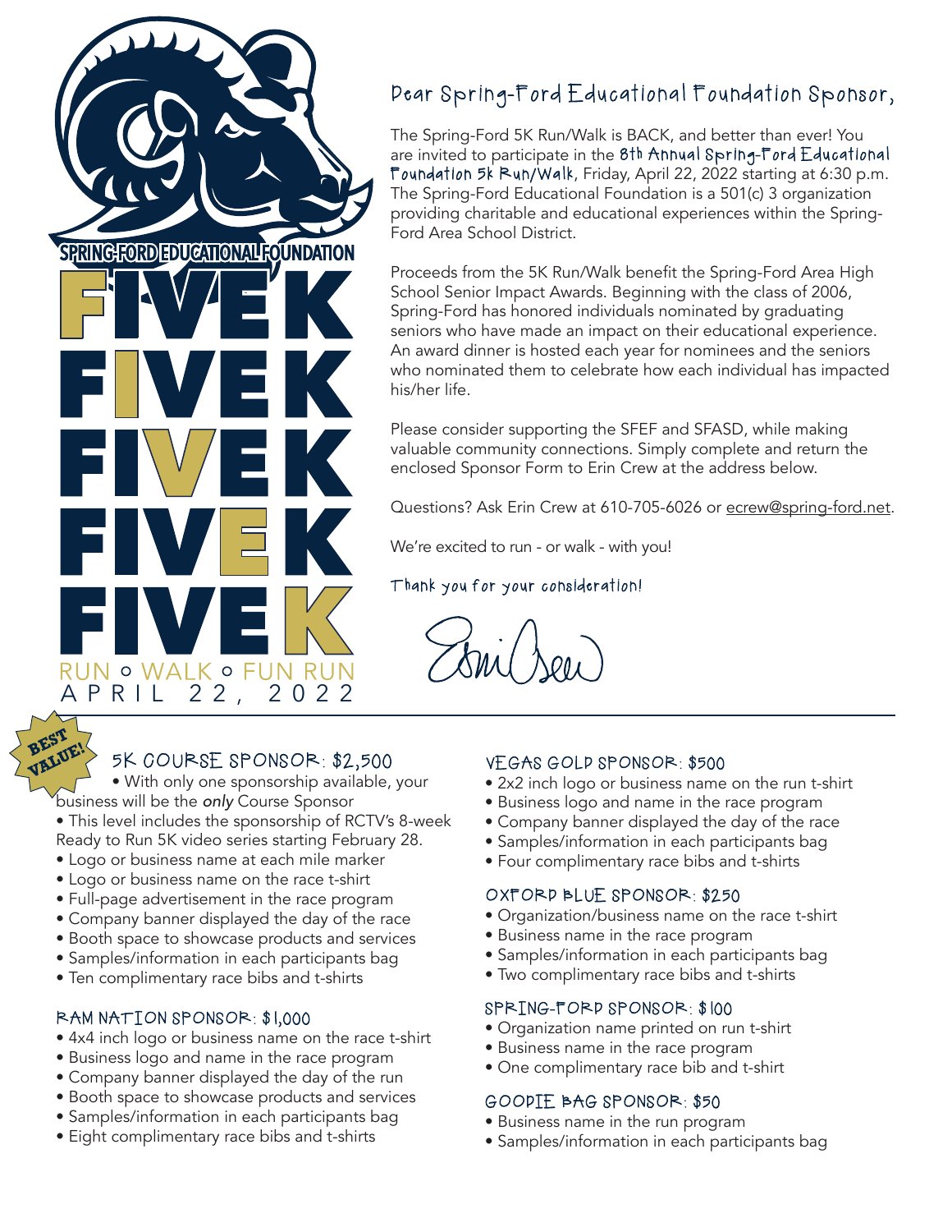SPRING-FORD EDUCATIONAL FOUNDATION

FIVE K

RUN ○ WALK ○ FUN RUN

APRIL 22, 2022

## Dear Spring-Ford Educational Foundation Sponsor,

The Spring-Ford 5K Run/Walk is BACK, and better than ever! You are invited to participate in the 8th Annual Spring-Ford Educational Foundation 5k Run/Walk, Friday, April 22, 2022 starting at 6:30 p.m. The Spring-Ford Educational Foundation is a 501(c) 3 organization providing charitable and educational experiences within the Spring-Ford Area School District.

Proceeds from the 5K Run/Walk benefit the Spring-Ford Area High School Senior Impact Awards. Beginning with the class of 2006, Spring-Ford has honored individuals nominated by graduating seniors who have made an impact on their educational experience. An award dinner is hosted each year for nominees and the seniors who nominated them to celebrate how each individual has impacted his/her life.

Please consider supporting the SFEF and SFASD, while making valuable community connections. Simply complete and return the enclosed Sponsor Form to Erin Crew at the address below.

Questions? Ask Erin Crew at 610-705-6026 or ecrew@spring-ford.net.

We're excited to run - or walk - with you!

Thank you for your consideration!

Erin Crew

BEST VALUE!

### 5K COURSE SPONSOR: $2,500

- With only one sponsorship available, your business will be the *only* Course Sponsor
- This level includes the sponsorship of RCTV's 8-week Ready to Run 5K video series starting February 28.
- Logo or business name at each mile marker
- Logo or business name on the race t-shirt
- Full-page advertisement in the race program
- Company banner displayed the day of the race
- Booth space to showcase products and services
- Samples/information in each participants bag
- Ten complimentary race bibs and t-shirts

### RAM NATION SPONSOR: $1,000

- 4x4 inch logo or business name on the race t-shirt
- Business logo and name in the race program
- Company banner displayed the day of the run
- Booth space to showcase products and services
- Samples/information in each participants bag
- Eight complimentary race bibs and t-shirts

### VEGAS GOLD SPONSOR: $500

- 2x2 inch logo or business name on the run t-shirt
- Business logo and name in the race program
- Company banner displayed the day of the race
- Samples/information in each participants bag
- Four complimentary race bibs and t-shirts

### OXFORD BLUE SPONSOR: $250

- Organization/business name on the race t-shirt
- Business name in the race program
- Samples/information in each participants bag
- Two complimentary race bibs and t-shirts

### SPRING-FORD SPONSOR: $100

- Organization name printed on run t-shirt
- Business name in the race program
- One complimentary race bib and t-shirt

### GOODIE BAG SPONSOR: $50

- Business name in the run program
- Samples/information in each participants bag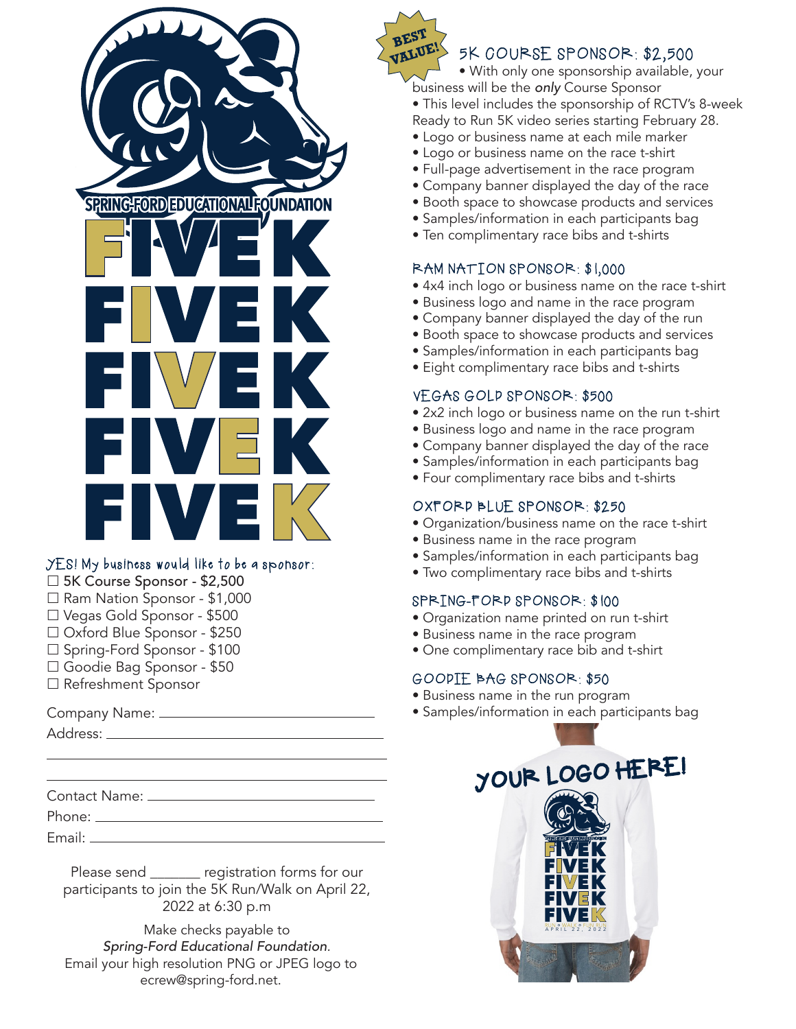SPRING-FORD EDUCATIONAL FOUNDATION

FIVE K

YES! My business would like to be a sponsor:

☐ 5K Course Sponsor - $2,500
☐ Ram Nation Sponsor - $1,000
☐ Vegas Gold Sponsor - $500
☐ Oxford Blue Sponsor - $250
☐ Spring-Ford Sponsor - $100
☐ Goodie Bag Sponsor - $50
☐ Refreshment Sponsor

Company Name: ______________________

Address: ______________________

______________________

______________________

Contact Name: ______________________

Phone: ______________________

Email: ______________________

Please send _______ registration forms for our participants to join the 5K Run/Walk on April 22, 2022 at 6:30 p.m

Make checks payable to *Spring-Ford Educational Foundation*.
Email your high resolution PNG or JPEG logo to ecrew@spring-ford.net.

BEST VALUE!

## 5K COURSE SPONSOR: $2,500

- With only one sponsorship available, your business will be the *only* Course Sponsor
- This level includes the sponsorship of RCTV's 8-week Ready to Run 5K video series starting February 28.
- Logo or business name at each mile marker
- Logo or business name on the race t-shirt
- Full-page advertisement in the race program
- Company banner displayed the day of the race
- Booth space to showcase products and services
- Samples/information in each participants bag
- Ten complimentary race bibs and t-shirts

## RAM NATION SPONSOR: $1,000

- 4x4 inch logo or business name on the race t-shirt
- Business logo and name in the race program
- Company banner displayed the day of the run
- Booth space to showcase products and services
- Samples/information in each participants bag
- Eight complimentary race bibs and t-shirts

## VEGAS GOLD SPONSOR: $500

- 2x2 inch logo or business name on the run t-shirt
- Business logo and name in the race program
- Company banner displayed the day of the race
- Samples/information in each participants bag
- Four complimentary race bibs and t-shirts

## OXFORD BLUE SPONSOR: $250

- Organization/business name on the race t-shirt
- Business name in the race program
- Samples/information in each participants bag
- Two complimentary race bibs and t-shirts

## SPRING-FORD SPONSOR: $100

- Organization name printed on run t-shirt
- Business name in the race program
- One complimentary race bib and t-shirt

## GOODIE BAG SPONSOR: $50

- Business name in the run program
- Samples/information in each participants bag

YOUR LOGO HERE!